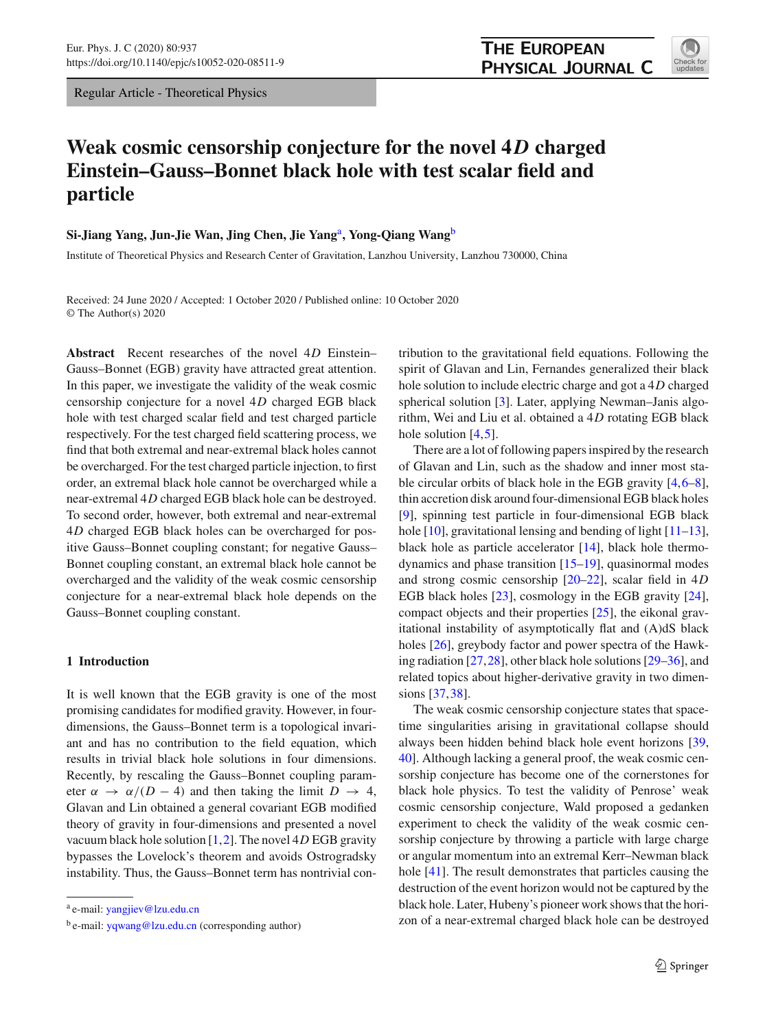Regular Article - Theoretical Physics

# Weak cosmic censorship conjecture for the novel 4$D$ charged Einstein–Gauss–Bonnet black hole with test scalar field and particle

**Si-Jiang Yang, Jun-Jie Wan, Jing Chen, Jie Yang[a], Yong-Qiang Wang[b]**

Institute of Theoretical Physics and Research Center of Gravitation, Lanzhou University, Lanzhou 730000, China

Received: 24 June 2020 / Accepted: 1 October 2020 / Published online: 10 October 2020
© The Author(s) 2020

**Abstract** Recent researches of the novel 4$D$ Einstein–Gauss–Bonnet (EGB) gravity have attracted great attention. In this paper, we investigate the validity of the weak cosmic censorship conjecture for a novel 4$D$ charged EGB black hole with test charged scalar field and test charged particle respectively. For the test charged field scattering process, we find that both extremal and near-extremal black holes cannot be overcharged. For the test charged particle injection, to first order, an extremal black hole cannot be overcharged while a near-extremal 4$D$ charged EGB black hole can be destroyed. To second order, however, both extremal and near-extremal 4$D$ charged EGB black holes can be overcharged for positive Gauss–Bonnet coupling constant; for negative Gauss–Bonnet coupling constant, an extremal black hole cannot be overcharged and the validity of the weak cosmic censorship conjecture for a near-extremal black hole depends on the Gauss–Bonnet coupling constant.

## 1 Introduction

It is well known that the EGB gravity is one of the most promising candidates for modified gravity. However, in four-dimensions, the Gauss–Bonnet term is a topological invariant and has no contribution to the field equation, which results in trivial black hole solutions in four dimensions. Recently, by rescaling the Gauss–Bonnet coupling parameter $\alpha \to \alpha/(D-4)$ and then taking the limit $D \to 4$, Glavan and Lin obtained a general covariant EGB modified theory of gravity in four-dimensions and presented a novel vacuum black hole solution [1,2]. The novel 4$D$ EGB gravity bypasses the Lovelock's theorem and avoids Ostrogradsky instability. Thus, the Gauss–Bonnet term has nontrivial contribution to the gravitational field equations. Following the spirit of Glavan and Lin, Fernandes generalized their black hole solution to include electric charge and got a 4$D$ charged spherical solution [3]. Later, applying Newman–Janis algorithm, Wei and Liu et al. obtained a 4$D$ rotating EGB black hole solution [4,5].

There are a lot of following papers inspired by the research of Glavan and Lin, such as the shadow and inner most stable circular orbits of black hole in the EGB gravity [4,6–8], thin accretion disk around four-dimensional EGB black holes [9], spinning test particle in four-dimensional EGB black hole [10], gravitational lensing and bending of light [11–13], black hole as particle accelerator [14], black hole thermodynamics and phase transition [15–19], quasinormal modes and strong cosmic censorship [20–22], scalar field in 4$D$ EGB black holes [23], cosmology in the EGB gravity [24], compact objects and their properties [25], the eikonal gravitational instability of asymptotically flat and (A)dS black holes [26], greybody factor and power spectra of the Hawking radiation [27,28], other black hole solutions [29–36], and related topics about higher-derivative gravity in two dimensions [37,38].

The weak cosmic censorship conjecture states that spacetime singularities arising in gravitational collapse should always been hidden behind black hole event horizons [39,40]. Although lacking a general proof, the weak cosmic censorship conjecture has become one of the cornerstones for black hole physics. To test the validity of Penrose' weak cosmic censorship conjecture, Wald proposed a gedanken experiment to check the validity of the weak cosmic censorship conjecture by throwing a particle with large charge or angular momentum into an extremal Kerr–Newman black hole [41]. The result demonstrates that particles causing the destruction of the event horizon would not be captured by the black hole. Later, Hubeny's pioneer work shows that the horizon of a near-extremal charged black hole can be destroyed

[a] e-mail: yangjiev@lzu.edu.cn

[b] e-mail: yqwang@lzu.edu.cn (corresponding author)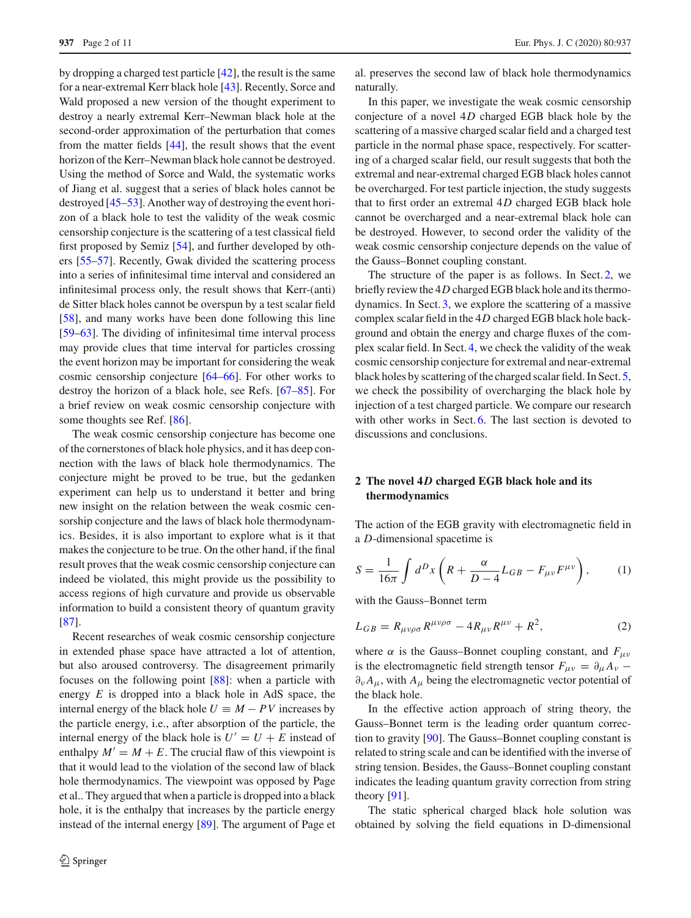by dropping a charged test particle [42], the result is the same for a near-extremal Kerr black hole [43]. Recently, Sorce and Wald proposed a new version of the thought experiment to destroy a nearly extremal Kerr–Newman black hole at the second-order approximation of the perturbation that comes from the matter fields [44], the result shows that the event horizon of the Kerr–Newman black hole cannot be destroyed. Using the method of Sorce and Wald, the systematic works of Jiang et al. suggest that a series of black holes cannot be destroyed [45–53]. Another way of destroying the event horizon of a black hole to test the validity of the weak cosmic censorship conjecture is the scattering of a test classical field first proposed by Semiz [54], and further developed by others [55–57]. Recently, Gwak divided the scattering process into a series of infinitesimal time interval and considered an infinitesimal process only, the result shows that Kerr-(anti) de Sitter black holes cannot be overspun by a test scalar field [58], and many works have been done following this line [59–63]. The dividing of infinitesimal time interval process may provide clues that time interval for particles crossing the event horizon may be important for considering the weak cosmic censorship conjecture [64–66]. For other works to destroy the horizon of a black hole, see Refs. [67–85]. For a brief review on weak cosmic censorship conjecture with some thoughts see Ref. [86].

The weak cosmic censorship conjecture has become one of the cornerstones of black hole physics, and it has deep connection with the laws of black hole thermodynamics. The conjecture might be proved to be true, but the gedanken experiment can help us to understand it better and bring new insight on the relation between the weak cosmic censorship conjecture and the laws of black hole thermodynamics. Besides, it is also important to explore what is it that makes the conjecture to be true. On the other hand, if the final result proves that the weak cosmic censorship conjecture can indeed be violated, this might provide us the possibility to access regions of high curvature and provide us observable information to build a consistent theory of quantum gravity [87].

Recent researches of weak cosmic censorship conjecture in extended phase space have attracted a lot of attention, but also aroused controversy. The disagreement primarily focuses on the following point [88]: when a particle with energy $E$ is dropped into a black hole in AdS space, the internal energy of the black hole $U \equiv M - PV$ increases by the particle energy, i.e., after absorption of the particle, the internal energy of the black hole is $U' = U + E$ instead of enthalpy $M' = M + E$. The crucial flaw of this viewpoint is that it would lead to the violation of the second law of black hole thermodynamics. The viewpoint was opposed by Page et al.. They argued that when a particle is dropped into a black hole, it is the enthalpy that increases by the particle energy instead of the internal energy [89]. The argument of Page et al. preserves the second law of black hole thermodynamics naturally.

In this paper, we investigate the weak cosmic censorship conjecture of a novel $4D$ charged EGB black hole by the scattering of a massive charged scalar field and a charged test particle in the normal phase space, respectively. For scattering of a charged scalar field, our result suggests that both the extremal and near-extremal charged EGB black holes cannot be overcharged. For test particle injection, the study suggests that to first order an extremal $4D$ charged EGB black hole cannot be overcharged and a near-extremal black hole can be destroyed. However, to second order the validity of the weak cosmic censorship conjecture depends on the value of the Gauss–Bonnet coupling constant.

The structure of the paper is as follows. In Sect. 2, we briefly review the $4D$ charged EGB black hole and its thermodynamics. In Sect. 3, we explore the scattering of a massive complex scalar field in the $4D$ charged EGB black hole background and obtain the energy and charge fluxes of the complex scalar field. In Sect. 4, we check the validity of the weak cosmic censorship conjecture for extremal and near-extremal black holes by scattering of the charged scalar field. In Sect. 5, we check the possibility of overcharging the black hole by injection of a test charged particle. We compare our research with other works in Sect. 6. The last section is devoted to discussions and conclusions.

## 2 The novel 4D charged EGB black hole and its thermodynamics

The action of the EGB gravity with electromagnetic field in a $D$-dimensional spacetime is

$$S = \frac{1}{16\pi} \int d^D x \left( R + \frac{\alpha}{D-4} L_{GB} - F_{\mu\nu} F^{\mu\nu} \right), \tag{1}$$

with the Gauss–Bonnet term

$$L_{GB} = R_{\mu\nu\rho\sigma} R^{\mu\nu\rho\sigma} - 4 R_{\mu\nu} R^{\mu\nu} + R^2, \tag{2}$$

where $\alpha$ is the Gauss–Bonnet coupling constant, and $F_{\mu\nu}$ is the electromagnetic field strength tensor $F_{\mu\nu} = \partial_\mu A_\nu - \partial_\nu A_\mu$, with $A_\mu$ being the electromagnetic vector potential of the black hole.

In the effective action approach of string theory, the Gauss–Bonnet term is the leading order quantum correction to gravity [90]. The Gauss–Bonnet coupling constant is related to string scale and can be identified with the inverse of string tension. Besides, the Gauss–Bonnet coupling constant indicates the leading quantum gravity correction from string theory [91].

The static spherical charged black hole solution was obtained by solving the field equations in D-dimensional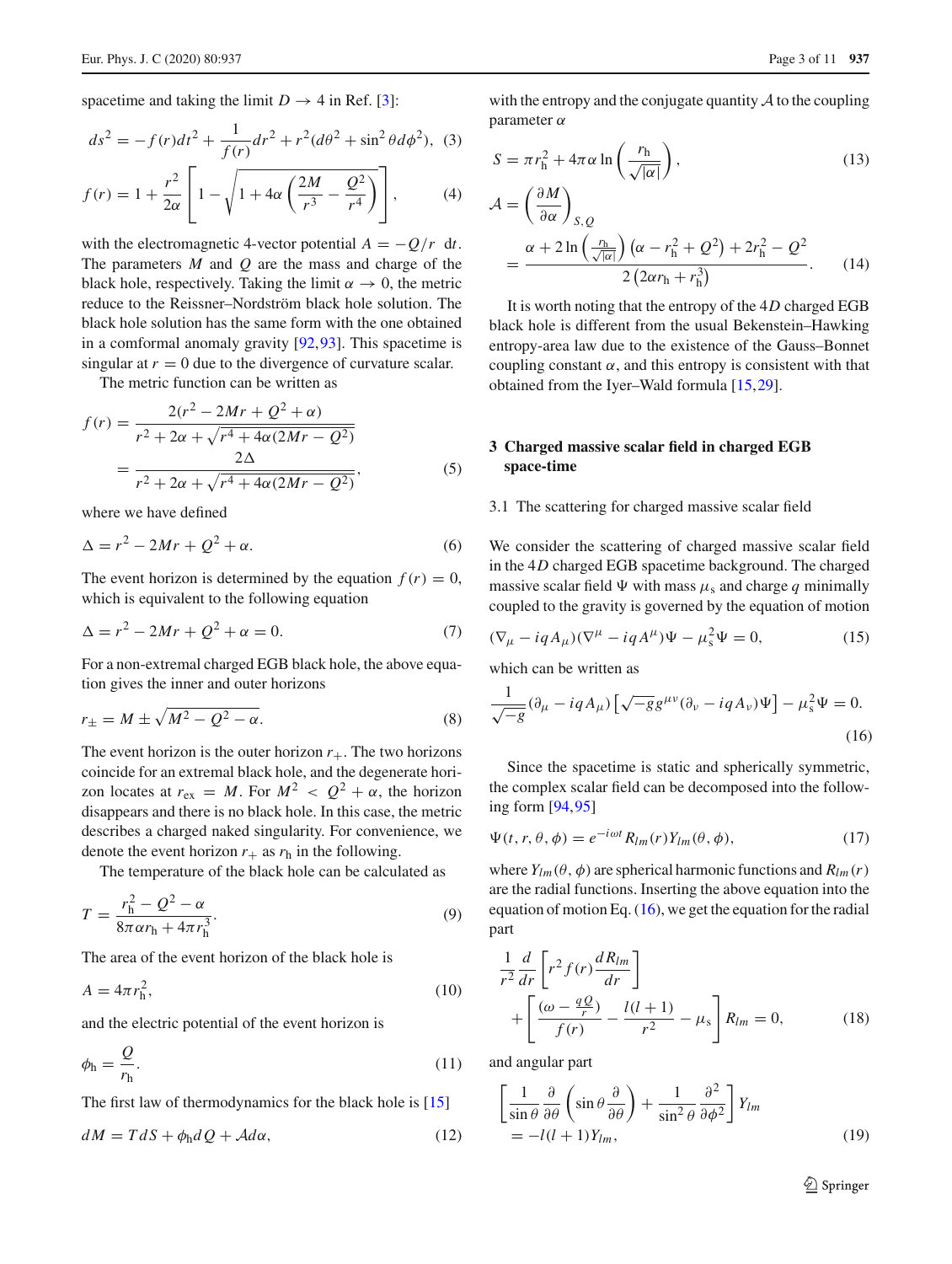spacetime and taking the limit $D \to 4$ in Ref. [3]:

$$ds^2 = -f(r)dt^2 + \frac{1}{f(r)}dr^2 + r^2(d\theta^2 + \sin^2\theta d\phi^2), \quad (3)$$

$$f(r) = 1 + \frac{r^2}{2\alpha}\left[1 - \sqrt{1 + 4\alpha\left(\frac{2M}{r^3} - \frac{Q^2}{r^4}\right)}\right], \quad (4)$$

with the electromagnetic 4-vector potential $A = -Q/r \ dt$. The parameters $M$ and $Q$ are the mass and charge of the black hole, respectively. Taking the limit $\alpha \to 0$, the metric reduce to the Reissner–Nordström black hole solution. The black hole solution has the same form with the one obtained in a comformal anomaly gravity [92,93]. This spacetime is singular at $r = 0$ due to the divergence of curvature scalar.

The metric function can be written as

$$f(r) = \frac{2(r^2 - 2Mr + Q^2 + \alpha)}{r^2 + 2\alpha + \sqrt{r^4 + 4\alpha(2Mr - Q^2)}} = \frac{2\Delta}{r^2 + 2\alpha + \sqrt{r^4 + 4\alpha(2Mr - Q^2)}}, \quad (5)$$

where we have defined

$$\Delta = r^2 - 2Mr + Q^2 + \alpha. \quad (6)$$

The event horizon is determined by the equation $f(r) = 0$, which is equivalent to the following equation

$$\Delta = r^2 - 2Mr + Q^2 + \alpha = 0. \quad (7)$$

For a non-extremal charged EGB black hole, the above equation gives the inner and outer horizons

$$r_{\pm} = M \pm \sqrt{M^2 - Q^2 - \alpha}. \quad (8)$$

The event horizon is the outer horizon $r_+$. The two horizons coincide for an extremal black hole, and the degenerate horizon locates at $r_{\rm ex} = M$. For $M^2 < Q^2 + \alpha$, the horizon disappears and there is no black hole. In this case, the metric describes a charged naked singularity. For convenience, we denote the event horizon $r_+$ as $r_{\rm h}$ in the following.

The temperature of the black hole can be calculated as

$$T = \frac{r_{\rm h}^2 - Q^2 - \alpha}{8\pi\alpha r_{\rm h} + 4\pi r_{\rm h}^3}. \quad (9)$$

The area of the event horizon of the black hole is

$$A = 4\pi r_{\rm h}^2, \quad (10)$$

and the electric potential of the event horizon is

$$\phi_{\rm h} = \frac{Q}{r_{\rm h}}. \quad (11)$$

The first law of thermodynamics for the black hole is [15]

$$dM = TdS + \phi_{\rm h}dQ + \mathcal{A}d\alpha, \quad (12)$$

with the entropy and the conjugate quantity $\mathcal{A}$ to the coupling parameter $\alpha$

$$S = \pi r_{\rm h}^2 + 4\pi\alpha \ln\left(\frac{r_{\rm h}}{\sqrt{|\alpha|}}\right), \quad (13)$$

$$\mathcal{A} = \left(\frac{\partial M}{\partial \alpha}\right)_{S,Q} = \frac{\alpha + 2\ln\left(\frac{r_{\rm h}}{\sqrt{|\alpha|}}\right)\left(\alpha - r_{\rm h}^2 + Q^2\right) + 2r_{\rm h}^2 - Q^2}{2\left(2\alpha r_{\rm h} + r_{\rm h}^3\right)}. \quad (14)$$

It is worth noting that the entropy of the $4D$ charged EGB black hole is different from the usual Bekenstein–Hawking entropy-area law due to the existence of the Gauss–Bonnet coupling constant $\alpha$, and this entropy is consistent with that obtained from the Iyer–Wald formula [15,29].

## 3 Charged massive scalar field in charged EGB space-time

### 3.1 The scattering for charged massive scalar field

We consider the scattering of charged massive scalar field in the $4D$ charged EGB spacetime background. The charged massive scalar field $\Psi$ with mass $\mu_{\rm s}$ and charge $q$ minimally coupled to the gravity is governed by the equation of motion

$$(\nabla_\mu - iqA_\mu)(\nabla^\mu - iqA^\mu)\Psi - \mu_{\rm s}^2\Psi = 0, \quad (15)$$

which can be written as

$$\frac{1}{\sqrt{-g}}(\partial_\mu - iqA_\mu)\left[\sqrt{-g}g^{\mu\nu}(\partial_\nu - iqA_\nu)\Psi\right] - \mu_{\rm s}^2\Psi = 0. \quad (16)$$

Since the spacetime is static and spherically symmetric, the complex scalar field can be decomposed into the following form [94,95]

$$\Psi(t, r, \theta, \phi) = e^{-i\omega t}R_{lm}(r)Y_{lm}(\theta, \phi), \quad (17)$$

where $Y_{lm}(\theta, \phi)$ are spherical harmonic functions and $R_{lm}(r)$ are the radial functions. Inserting the above equation into the equation of motion Eq. (16), we get the equation for the radial part

$$\frac{1}{r^2}\frac{d}{dr}\left[r^2 f(r)\frac{dR_{lm}}{dr}\right] + \left[\frac{(\omega - \frac{qQ}{r})}{f(r)} - \frac{l(l+1)}{r^2} - \mu_{\rm s}\right]R_{lm} = 0, \quad (18)$$

and angular part

$$\left[\frac{1}{\sin\theta}\frac{\partial}{\partial\theta}\left(\sin\theta\frac{\partial}{\partial\theta}\right) + \frac{1}{\sin^2\theta}\frac{\partial^2}{\partial\phi^2}\right]Y_{lm} = -l(l+1)Y_{lm}, \quad (19)$$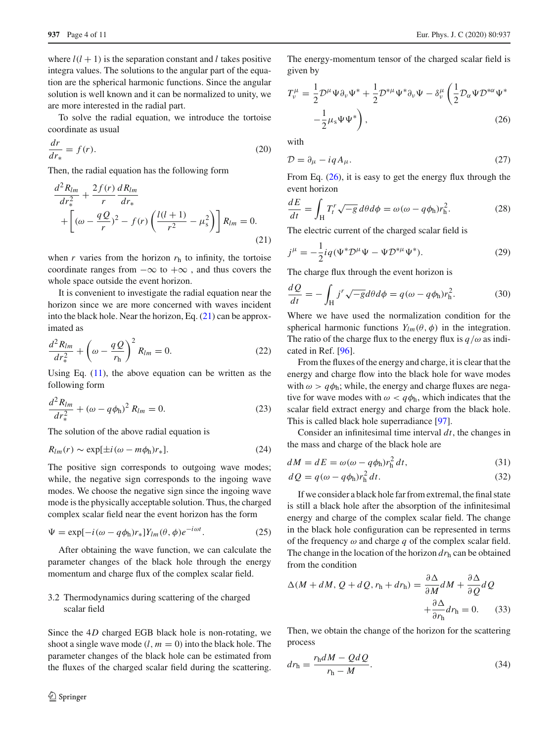where $l(l+1)$ is the separation constant and $l$ takes positive integra values. The solutions to the angular part of the equation are the spherical harmonic functions. Since the angular solution is well known and it can be normalized to unity, we are more interested in the radial part.

To solve the radial equation, we introduce the tortoise coordinate as usual

$$\frac{dr}{dr_*} = f(r). \tag{20}$$

Then, the radial equation has the following form

$$\frac{d^2 R_{lm}}{dr_*^2} + \frac{2f(r)}{r}\frac{dR_{lm}}{dr_*} + \left[(\omega - \frac{qQ}{r})^2 - f(r)\left(\frac{l(l+1)}{r^2} - \mu_s^2\right)\right] R_{lm} = 0. \tag{21}$$

when $r$ varies from the horizon $r_h$ to infinity, the tortoise coordinate ranges from $-\infty$ to $+\infty$ , and thus covers the whole space outside the event horizon.

It is convenient to investigate the radial equation near the horizon since we are more concerned with waves incident into the black hole. Near the horizon, Eq. (21) can be approximated as

$$\frac{d^2 R_{lm}}{dr_*^2} + \left(\omega - \frac{qQ}{r_h}\right)^2 R_{lm} = 0. \tag{22}$$

Using Eq. (11), the above equation can be written as the following form

$$\frac{d^2 R_{lm}}{dr_*^2} + (\omega - q\phi_h)^2 R_{lm} = 0. \tag{23}$$

The solution of the above radial equation is

$$R_{lm}(r) \sim \exp[\pm i(\omega - m\phi_h)r_*]. \tag{24}$$

The positive sign corresponds to outgoing wave modes; while, the negative sign corresponds to the ingoing wave modes. We choose the negative sign since the ingoing wave mode is the physically acceptable solution. Thus, the charged complex scalar field near the event horizon has the form

$$\Psi = \exp[-i(\omega - q\phi_h)r_*] Y_{lm}(\theta, \phi) e^{-i\omega t}. \tag{25}$$

After obtaining the wave function, we can calculate the parameter changes of the black hole through the energy momentum and charge flux of the complex scalar field.

### 3.2 Thermodynamics during scattering of the charged scalar field

Since the 4$D$ charged EGB black hole is non-rotating, we shoot a single wave mode $(l, m=0)$ into the black hole. The parameter changes of the black hole can be estimated from the fluxes of the charged scalar field during the scattering.

The energy-momentum tensor of the charged scalar field is given by

$$T^\mu_\nu = \frac{1}{2}\mathcal{D}^\mu \Psi \partial_\nu \Psi^* + \frac{1}{2}\mathcal{D}^{*\mu}\Psi^* \partial_\nu \Psi - \delta^\mu_\nu \left(\frac{1}{2}\mathcal{D}_\alpha \Psi \mathcal{D}^{*\alpha}\Psi^* - \frac{1}{2}\mu_s \Psi\Psi^*\right), \tag{26}$$

with

$$\mathcal{D} = \partial_\mu - iqA_\mu. \tag{27}$$

From Eq. (26), it is easy to get the energy flux through the event horizon

$$\frac{dE}{dt} = \int_H T^r_t \sqrt{-g}\, d\theta d\phi = \omega(\omega - q\phi_h) r_h^2. \tag{28}$$

The electric current of the charged scalar field is

$$j^\mu = -\frac{1}{2} iq(\Psi^* \mathcal{D}^\mu \Psi - \Psi \mathcal{D}^{*\mu}\Psi^*). \tag{29}$$

The charge flux through the event horizon is

$$\frac{dQ}{dt} = -\int_H j^r \sqrt{-g} d\theta d\phi = q(\omega - q\phi_h) r_h^2. \tag{30}$$

Where we have used the normalization condition for the spherical harmonic functions $Y_{lm}(\theta, \phi)$ in the integration. The ratio of the charge flux to the energy flux is $q/\omega$ as indicated in Ref. [96].

From the fluxes of the energy and charge, it is clear that the energy and charge flow into the black hole for wave modes with $\omega > q\phi_h$; while, the energy and charge fluxes are negative for wave modes with $\omega < q\phi_h$, which indicates that the scalar field extract energy and charge from the black hole. This is called black hole superradiance [97].

Consider an infinitesimal time interval $dt$, the changes in the mass and charge of the black hole are

$$dM = dE = \omega(\omega - q\phi_h) r_h^2\, dt, \tag{31}$$

$$dQ = q(\omega - q\phi_h) r_h^2\, dt. \tag{32}$$

If we consider a black hole far from extremal, the final state is still a black hole after the absorption of the infinitesimal energy and charge of the complex scalar field. The change in the black hole configuration can be represented in terms of the frequency $\omega$ and charge $q$ of the complex scalar field. The change in the location of the horizon $dr_h$ can be obtained from the condition

$$\Delta(M + dM, Q + dQ, r_h + dr_h) = \frac{\partial \Delta}{\partial M} dM + \frac{\partial \Delta}{\partial Q} dQ + \frac{\partial \Delta}{\partial r_h} dr_h = 0. \tag{33}$$

Then, we obtain the change of the horizon for the scattering process

$$dr_h = \frac{r_h dM - Q dQ}{r_h - M}. \tag{34}$$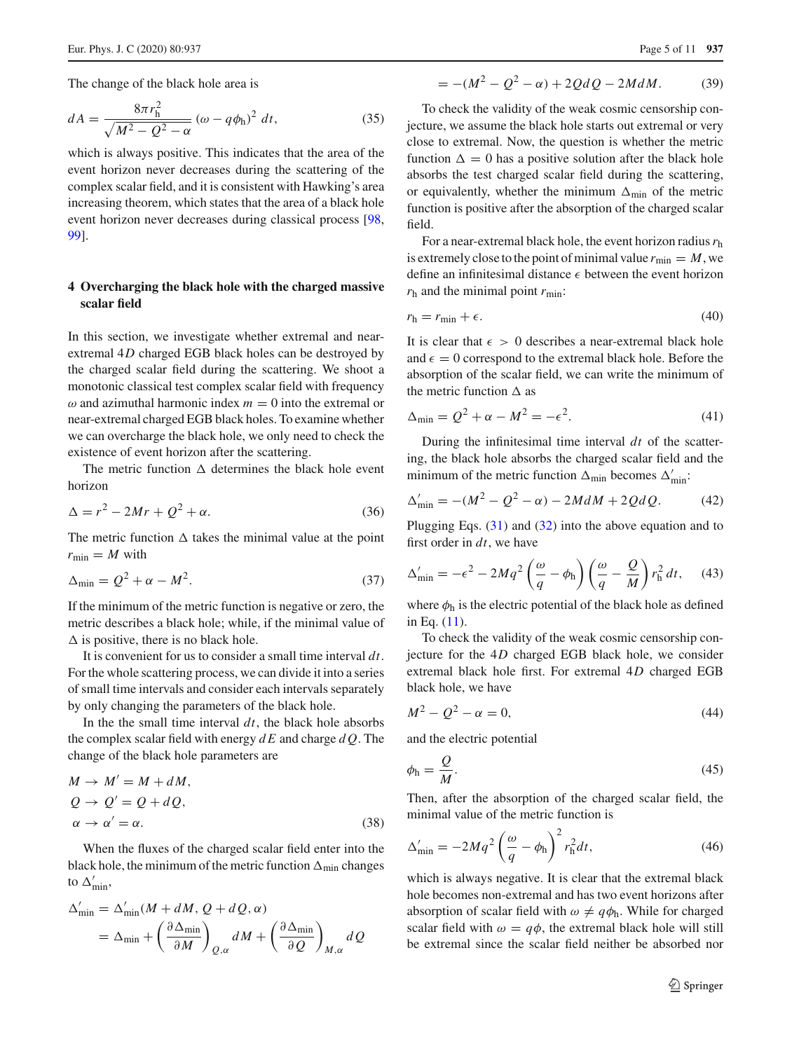The change of the black hole area is

$$dA = \frac{8\pi r_{\rm h}^2}{\sqrt{M^2 - Q^2 - \alpha}} \left(\omega - q\phi_{\rm h}\right)^2 dt, \tag{35}$$

which is always positive. This indicates that the area of the event horizon never decreases during the scattering of the complex scalar field, and it is consistent with Hawking's area increasing theorem, which states that the area of a black hole event horizon never decreases during classical process [98, 99].

## 4 Overcharging the black hole with the charged massive scalar field

In this section, we investigate whether extremal and near-extremal $4D$ charged EGB black holes can be destroyed by the charged scalar field during the scattering. We shoot a monotonic classical test complex scalar field with frequency $\omega$ and azimuthal harmonic index $m = 0$ into the extremal or near-extremal charged EGB black holes. To examine whether we can overcharge the black hole, we only need to check the existence of event horizon after the scattering.

The metric function $\Delta$ determines the black hole event horizon

$$\Delta = r^2 - 2Mr + Q^2 + \alpha. \tag{36}$$

The metric function $\Delta$ takes the minimal value at the point $r_{\rm min} = M$ with

$$\Delta_{\rm min} = Q^2 + \alpha - M^2. \tag{37}$$

If the minimum of the metric function is negative or zero, the metric describes a black hole; while, if the minimal value of $\Delta$ is positive, there is no black hole.

It is convenient for us to consider a small time interval $dt$. For the whole scattering process, we can divide it into a series of small time intervals and consider each intervals separately by only changing the parameters of the black hole.

In the the small time interval $dt$, the black hole absorbs the complex scalar field with energy $dE$ and charge $dQ$. The change of the black hole parameters are

$$\begin{aligned} M &\to M' = M + dM, \\ Q &\to Q' = Q + dQ, \\ \alpha &\to \alpha' = \alpha. \end{aligned} \tag{38}$$

When the fluxes of the charged scalar field enter into the black hole, the minimum of the metric function $\Delta_{\rm min}$ changes to $\Delta'_{\rm min}$,

$$\begin{aligned} \Delta'_{\rm min} &= \Delta'_{\rm min}(M + dM, Q + dQ, \alpha) \\ &= \Delta_{\rm min} + \left(\frac{\partial \Delta_{\rm min}}{\partial M}\right)_{Q,\alpha} dM + \left(\frac{\partial \Delta_{\rm min}}{\partial Q}\right)_{M,\alpha} dQ \\ &= -(M^2 - Q^2 - \alpha) + 2QdQ - 2MdM. \end{aligned} \tag{39}$$

To check the validity of the weak cosmic censorship conjecture, we assume the black hole starts out extremal or very close to extremal. Now, the question is whether the metric function $\Delta = 0$ has a positive solution after the black hole absorbs the test charged scalar field during the scattering, or equivalently, whether the minimum $\Delta_{\rm min}$ of the metric function is positive after the absorption of the charged scalar field.

For a near-extremal black hole, the event horizon radius $r_{\rm h}$ is extremely close to the point of minimal value $r_{\rm min} = M$, we define an infinitesimal distance $\epsilon$ between the event horizon $r_{\rm h}$ and the minimal point $r_{\rm min}$:

$$r_{\rm h} = r_{\rm min} + \epsilon. \tag{40}$$

It is clear that $\epsilon > 0$ describes a near-extremal black hole and $\epsilon = 0$ correspond to the extremal black hole. Before the absorption of the scalar field, we can write the minimum of the metric function $\Delta$ as

$$\Delta_{\rm min} = Q^2 + \alpha - M^2 = -\epsilon^2. \tag{41}$$

During the infinitesimal time interval $dt$ of the scattering, the black hole absorbs the charged scalar field and the minimum of the metric function $\Delta_{\rm min}$ becomes $\Delta'_{\rm min}$:

$$\Delta'_{\rm min} = -(M^2 - Q^2 - \alpha) - 2MdM + 2QdQ. \tag{42}$$

Plugging Eqs. (31) and (32) into the above equation and to first order in $dt$, we have

$$\Delta'_{\rm min} = -\epsilon^2 - 2Mq^2 \left(\frac{\omega}{q} - \phi_{\rm h}\right)\left(\frac{\omega}{q} - \frac{Q}{M}\right) r_{\rm h}^2\, dt, \tag{43}$$

where $\phi_{\rm h}$ is the electric potential of the black hole as defined in Eq. (11).

To check the validity of the weak cosmic censorship conjecture for the $4D$ charged EGB black hole, we consider extremal black hole first. For extremal $4D$ charged EGB black hole, we have

$$M^2 - Q^2 - \alpha = 0, \tag{44}$$

and the electric potential

$$\phi_{\rm h} = \frac{Q}{M}. \tag{45}$$

Then, after the absorption of the charged scalar field, the minimal value of the metric function is

$$\Delta'_{\rm min} = -2Mq^2 \left(\frac{\omega}{q} - \phi_{\rm h}\right)^2 r_{\rm h}^2 dt, \tag{46}$$

which is always negative. It is clear that the extremal black hole becomes non-extremal and has two event horizons after absorption of scalar field with $\omega \neq q\phi_{\rm h}$. While for charged scalar field with $\omega = q\phi$, the extremal black hole will still be extremal since the scalar field neither be absorbed nor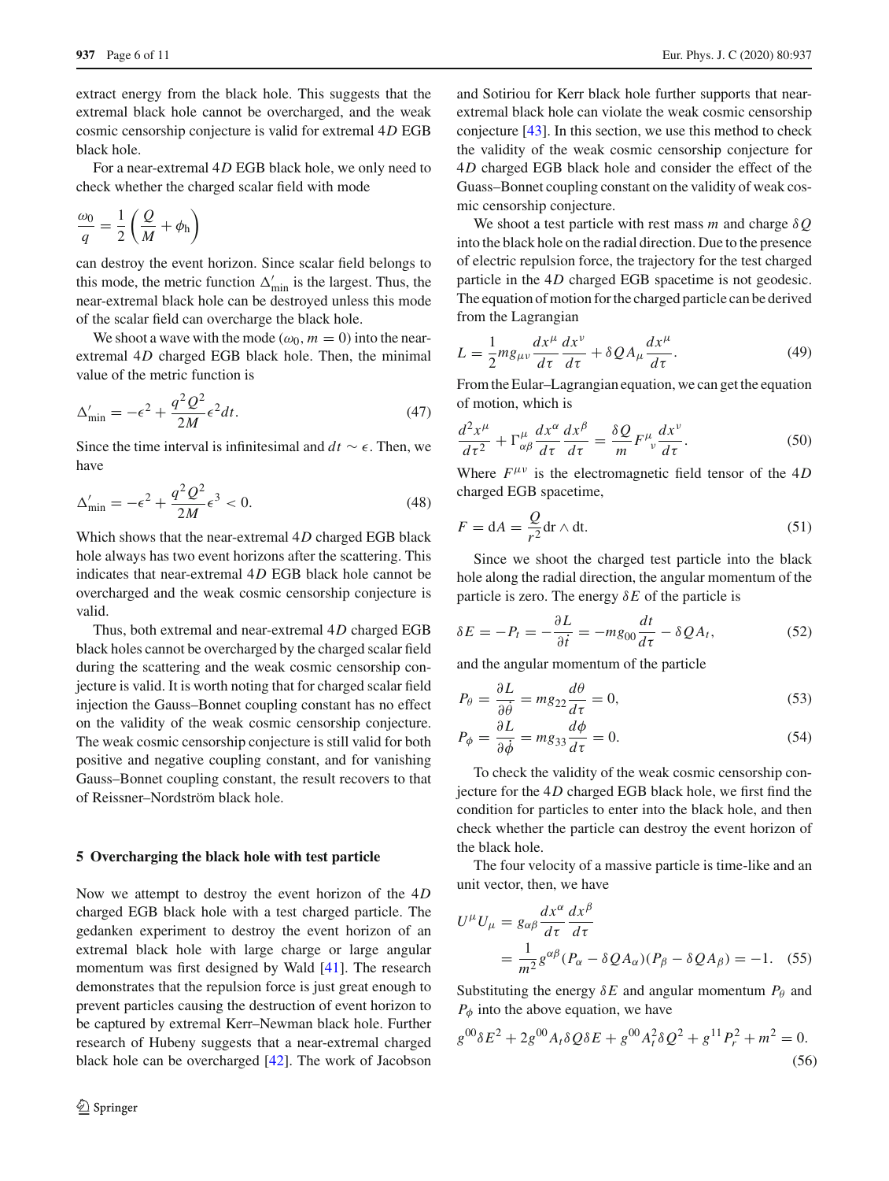extract energy from the black hole. This suggests that the extremal black hole cannot be overcharged, and the weak cosmic censorship conjecture is valid for extremal 4$D$ EGB black hole.

For a near-extremal 4$D$ EGB black hole, we only need to check whether the charged scalar field with mode

$$\frac{\omega_0}{q} = \frac{1}{2}\left(\frac{Q}{M} + \phi_h\right)$$

can destroy the event horizon. Since scalar field belongs to this mode, the metric function $\Delta'_{\rm min}$ is the largest. Thus, the near-extremal black hole can be destroyed unless this mode of the scalar field can overcharge the black hole.

We shoot a wave with the mode ($\omega_0, m = 0$) into the near-extremal 4$D$ charged EGB black hole. Then, the minimal value of the metric function is

$$\Delta'_{\rm min} = -\epsilon^2 + \frac{q^2 Q^2}{2M}\epsilon^2 dt. \tag{47}$$

Since the time interval is infinitesimal and $dt \sim \epsilon$. Then, we have

$$\Delta'_{\rm min} = -\epsilon^2 + \frac{q^2 Q^2}{2M}\epsilon^3 < 0. \tag{48}$$

Which shows that the near-extremal 4$D$ charged EGB black hole always has two event horizons after the scattering. This indicates that near-extremal 4$D$ EGB black hole cannot be overcharged and the weak cosmic censorship conjecture is valid.

Thus, both extremal and near-extremal 4$D$ charged EGB black holes cannot be overcharged by the charged scalar field during the scattering and the weak cosmic censorship conjecture is valid. It is worth noting that for charged scalar field injection the Gauss–Bonnet coupling constant has no effect on the validity of the weak cosmic censorship conjecture. The weak cosmic censorship conjecture is still valid for both positive and negative coupling constant, and for vanishing Gauss–Bonnet coupling constant, the result recovers to that of Reissner–Nordström black hole.

## 5 Overcharging the black hole with test particle

Now we attempt to destroy the event horizon of the 4$D$ charged EGB black hole with a test charged particle. The gedanken experiment to destroy the event horizon of an extremal black hole with large charge or large angular momentum was first designed by Wald [41]. The research demonstrates that the repulsion force is just great enough to prevent particles causing the destruction of event horizon to be captured by extremal Kerr–Newman black hole. Further research of Hubeny suggests that a near-extremal charged black hole can be overcharged [42]. The work of Jacobson and Sotiriou for Kerr black hole further supports that near-extremal black hole can violate the weak cosmic censorship conjecture [43]. In this section, we use this method to check the validity of the weak cosmic censorship conjecture for 4$D$ charged EGB black hole and consider the effect of the Guass–Bonnet coupling constant on the validity of weak cosmic censorship conjecture.

We shoot a test particle with rest mass $m$ and charge $\delta Q$ into the black hole on the radial direction. Due to the presence of electric repulsion force, the trajectory for the test charged particle in the 4$D$ charged EGB spacetime is not geodesic. The equation of motion for the charged particle can be derived from the Lagrangian

$$L = \frac{1}{2}m g_{\mu\nu}\frac{dx^\mu}{d\tau}\frac{dx^\nu}{d\tau} + \delta Q A_\mu \frac{dx^\mu}{d\tau}. \tag{49}$$

From the Eular–Lagrangian equation, we can get the equation of motion, which is

$$\frac{d^2x^\mu}{d\tau^2} + \Gamma^\mu_{\alpha\beta}\frac{dx^\alpha}{d\tau}\frac{dx^\beta}{d\tau} = \frac{\delta Q}{m}F^\mu{}_\nu \frac{dx^\nu}{d\tau}. \tag{50}$$

Where $F^{\mu\nu}$ is the electromagnetic field tensor of the 4$D$ charged EGB spacetime,

$$F = {\rm d}A = \frac{Q}{r^2}{\rm dr} \wedge {\rm dt}. \tag{51}$$

Since we shoot the charged test particle into the black hole along the radial direction, the angular momentum of the particle is zero. The energy $\delta E$ of the particle is

$$\delta E = -P_t = -\frac{\partial L}{\partial \dot{t}} = -m g_{00}\frac{dt}{d\tau} - \delta Q A_t, \tag{52}$$

and the angular momentum of the particle

$$P_\theta = \frac{\partial L}{\partial \dot{\theta}} = m g_{22}\frac{d\theta}{d\tau} = 0, \tag{53}$$

$$P_\phi = \frac{\partial L}{\partial \dot{\phi}} = m g_{33}\frac{d\phi}{d\tau} = 0. \tag{54}$$

To check the validity of the weak cosmic censorship conjecture for the 4$D$ charged EGB black hole, we first find the condition for particles to enter into the black hole, and then check whether the particle can destroy the event horizon of the black hole.

The four velocity of a massive particle is time-like and an unit vector, then, we have

$$\begin{aligned} U^\mu U_\mu &= g_{\alpha\beta}\frac{dx^\alpha}{d\tau}\frac{dx^\beta}{d\tau} \\ &= \frac{1}{m^2}g^{\alpha\beta}(P_\alpha - \delta Q A_\alpha)(P_\beta - \delta Q A_\beta) = -1. \end{aligned} \tag{55}$$

Substituting the energy $\delta E$ and angular momentum $P_\theta$ and $P_\phi$ into the above equation, we have

$$g^{00}\delta E^2 + 2g^{00}A_t \delta Q \delta E + g^{00}A_t^2 \delta Q^2 + g^{11}P_r^2 + m^2 = 0. \tag{56}$$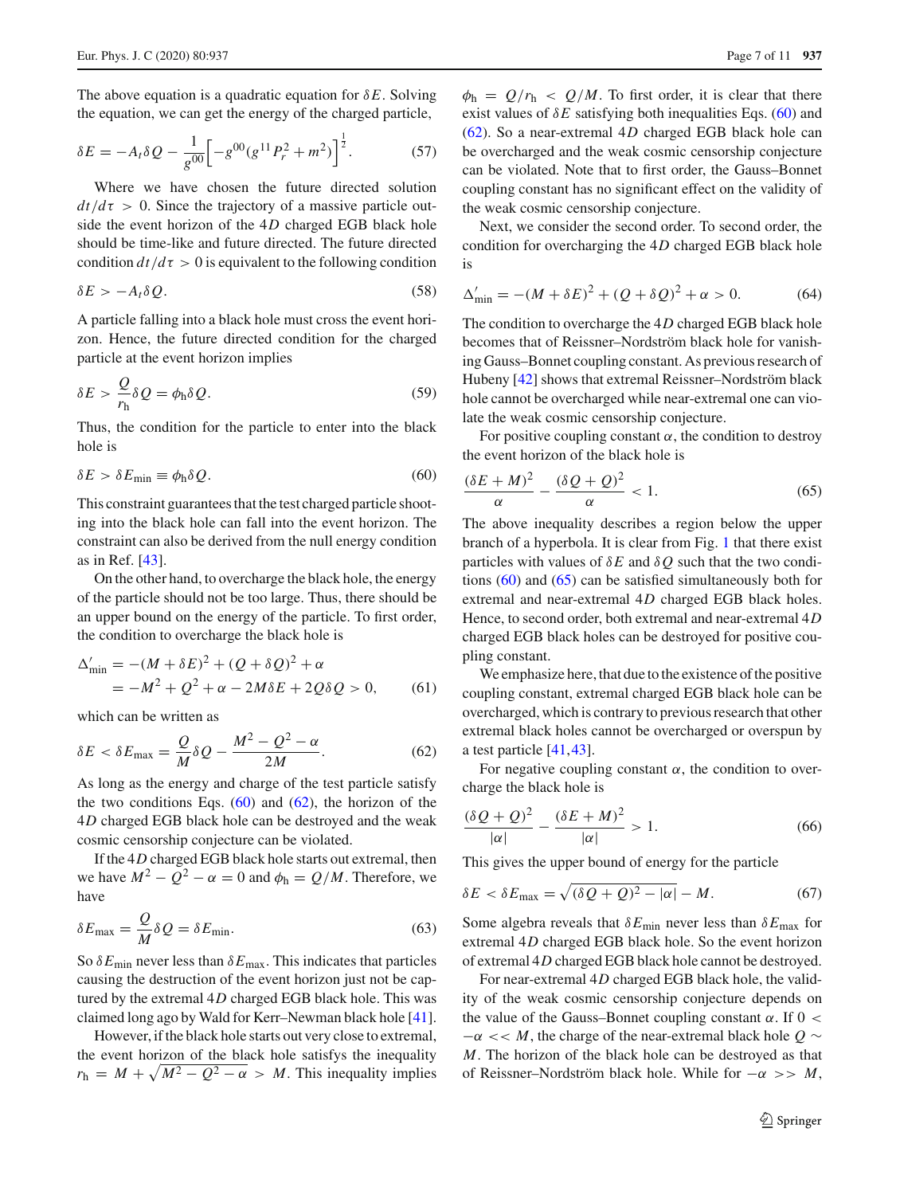The above equation is a quadratic equation for $\delta E$. Solving the equation, we can get the energy of the charged particle,

$$\delta E = -A_t\delta Q - \frac{1}{g^{00}}\Big[-g^{00}(g^{11}P_r^2 + m^2)\Big]^{\frac{1}{2}}. \tag{57}$$

Where we have chosen the future directed solution $dt/d\tau > 0$. Since the trajectory of a massive particle outside the event horizon of the 4*D* charged EGB black hole should be time-like and future directed. The future directed condition $dt/d\tau > 0$ is equivalent to the following condition

$$\delta E > -A_t\delta Q. \tag{58}$$

A particle falling into a black hole must cross the event horizon. Hence, the future directed condition for the charged particle at the event horizon implies

$$\delta E > \frac{Q}{r_\mathrm{h}}\delta Q = \phi_\mathrm{h}\delta Q. \tag{59}$$

Thus, the condition for the particle to enter into the black hole is

$$\delta E > \delta E_{\min} \equiv \phi_\mathrm{h}\delta Q. \tag{60}$$

This constraint guarantees that the test charged particle shooting into the black hole can fall into the event horizon. The constraint can also be derived from the null energy condition as in Ref. [43].

On the other hand, to overcharge the black hole, the energy of the particle should not be too large. Thus, there should be an upper bound on the energy of the particle. To first order, the condition to overcharge the black hole is

$$\begin{aligned}\Delta'_{\min} &= -(M+\delta E)^2 + (Q+\delta Q)^2 + \alpha \\ &= -M^2 + Q^2 + \alpha - 2M\delta E + 2Q\delta Q > 0,\end{aligned} \tag{61}$$

which can be written as

$$\delta E < \delta E_{\max} = \frac{Q}{M}\delta Q - \frac{M^2 - Q^2 - \alpha}{2M}. \tag{62}$$

As long as the energy and charge of the test particle satisfy the two conditions Eqs. (60) and (62), the horizon of the 4*D* charged EGB black hole can be destroyed and the weak cosmic censorship conjecture can be violated.

If the 4*D* charged EGB black hole starts out extremal, then we have $M^2 - Q^2 - \alpha = 0$ and $\phi_\mathrm{h} = Q/M$. Therefore, we have

$$\delta E_{\max} = \frac{Q}{M}\delta Q = \delta E_{\min}. \tag{63}$$

So $\delta E_{\min}$ never less than $\delta E_{\max}$. This indicates that particles causing the destruction of the event horizon just not be captured by the extremal 4*D* charged EGB black hole. This was claimed long ago by Wald for Kerr–Newman black hole [41].

However, if the black hole starts out very close to extremal, the event horizon of the black hole satisfys the inequality $r_\mathrm{h} = M + \sqrt{M^2 - Q^2 - \alpha} > M$. This inequality implies $\phi_\mathrm{h} = Q/r_\mathrm{h} < Q/M$. To first order, it is clear that there exist values of $\delta E$ satisfying both inequalities Eqs. (60) and (62). So a near-extremal 4*D* charged EGB black hole can be overcharged and the weak cosmic censorship conjecture can be violated. Note that to first order, the Gauss–Bonnet coupling constant has no significant effect on the validity of the weak cosmic censorship conjecture.

Next, we consider the second order. To second order, the condition for overcharging the 4*D* charged EGB black hole is

$$\Delta'_{\min} = -(M+\delta E)^2 + (Q+\delta Q)^2 + \alpha > 0. \tag{64}$$

The condition to overcharge the 4*D* charged EGB black hole becomes that of Reissner–Nordström black hole for vanishing Gauss–Bonnet coupling constant. As previous research of Hubeny [42] shows that extremal Reissner–Nordström black hole cannot be overcharged while near-extremal one can violate the weak cosmic censorship conjecture.

For positive coupling constant $\alpha$, the condition to destroy the event horizon of the black hole is

$$\frac{(\delta E + M)^2}{\alpha} - \frac{(\delta Q + Q)^2}{\alpha} < 1. \tag{65}$$

The above inequality describes a region below the upper branch of a hyperbola. It is clear from Fig. 1 that there exist particles with values of $\delta E$ and $\delta Q$ such that the two conditions (60) and (65) can be satisfied simultaneously both for extremal and near-extremal 4*D* charged EGB black holes. Hence, to second order, both extremal and near-extremal 4*D* charged EGB black holes can be destroyed for positive coupling constant.

We emphasize here, that due to the existence of the positive coupling constant, extremal charged EGB black hole can be overcharged, which is contrary to previous research that other extremal black holes cannot be overcharged or overspun by a test particle [41,43].

For negative coupling constant $\alpha$, the condition to overcharge the black hole is

$$\frac{(\delta Q + Q)^2}{|\alpha|} - \frac{(\delta E + M)^2}{|\alpha|} > 1. \tag{66}$$

This gives the upper bound of energy for the particle

$$\delta E < \delta E_{\max} = \sqrt{(\delta Q + Q)^2 - |\alpha|} - M. \tag{67}$$

Some algebra reveals that $\delta E_{\min}$ never less than $\delta E_{\max}$ for extremal 4*D* charged EGB black hole. So the event horizon of extremal 4*D* charged EGB black hole cannot be destroyed.

For near-extremal 4*D* charged EGB black hole, the validity of the weak cosmic censorship conjecture depends on the value of the Gauss–Bonnet coupling constant $\alpha$. If $0 < -\alpha << M$, the charge of the near-extremal black hole $Q \sim M$. The horizon of the black hole can be destroyed as that of Reissner–Nordström black hole. While for $-\alpha >> M$,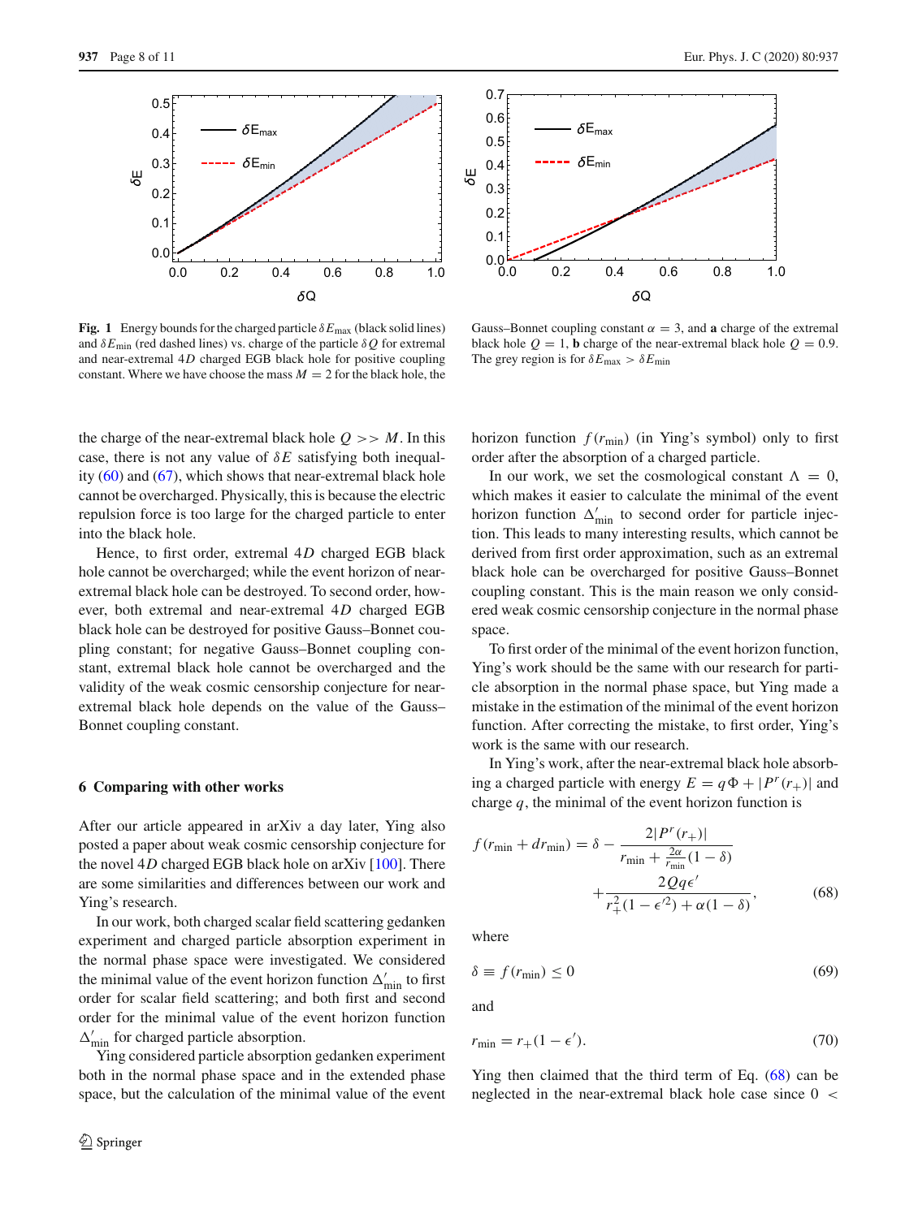**Fig. 1** Energy bounds for the charged particle $\delta E_{\max}$ (black solid lines) and $\delta E_{\min}$ (red dashed lines) vs. charge of the particle $\delta Q$ for extremal and near-extremal 4*D* charged EGB black hole for positive coupling constant. Where we have choose the mass $M = 2$ for the black hole, the Gauss–Bonnet coupling constant $\alpha = 3$, and **a** charge of the extremal black hole $Q = 1$, **b** charge of the near-extremal black hole $Q = 0.9$. The grey region is for $\delta E_{\max} > \delta E_{\min}$

the charge of the near-extremal black hole $Q >> M$. In this case, there is not any value of $\delta E$ satisfying both inequality (60) and (67), which shows that near-extremal black hole cannot be overcharged. Physically, this is because the electric repulsion force is too large for the charged particle to enter into the black hole.

Hence, to first order, extremal 4*D* charged EGB black hole cannot be overcharged; while the event horizon of near-extremal black hole can be destroyed. To second order, however, both extremal and near-extremal 4*D* charged EGB black hole can be destroyed for positive Gauss–Bonnet coupling constant; for negative Gauss–Bonnet coupling constant, extremal black hole cannot be overcharged and the validity of the weak cosmic censorship conjecture for near-extremal black hole depends on the value of the Gauss–Bonnet coupling constant.

## 6 Comparing with other works

After our article appeared in arXiv a day later, Ying also posted a paper about weak cosmic censorship conjecture for the novel 4*D* charged EGB black hole on arXiv [100]. There are some similarities and differences between our work and Ying's research.

In our work, both charged scalar field scattering gedanken experiment and charged particle absorption experiment in the normal phase space were investigated. We considered the minimal value of the event horizon function $\Delta'_{\min}$ to first order for scalar field scattering; and both first and second order for the minimal value of the event horizon function $\Delta'_{\min}$ for charged particle absorption.

Ying considered particle absorption gedanken experiment both in the normal phase space and in the extended phase space, but the calculation of the minimal value of the event horizon function $f(r_{\min})$ (in Ying's symbol) only to first order after the absorption of a charged particle.

In our work, we set the cosmological constant $\Lambda = 0$, which makes it easier to calculate the minimal of the event horizon function $\Delta'_{\min}$ to second order for particle injection. This leads to many interesting results, which cannot be derived from first order approximation, such as an extremal black hole can be overcharged for positive Gauss–Bonnet coupling constant. This is the main reason we only considered weak cosmic censorship conjecture in the normal phase space.

To first order of the minimal of the event horizon function, Ying's work should be the same with our research for particle absorption in the normal phase space, but Ying made a mistake in the estimation of the minimal of the event horizon function. After correcting the mistake, to first order, Ying's work is the same with our research.

In Ying's work, after the near-extremal black hole absorbing a charged particle with energy $E = q\Phi + |P^r(r_+)|$ and charge $q$, the minimal of the event horizon function is

$$f(r_{\min} + dr_{\min}) = \delta - \frac{2|P^r(r_+)|}{r_{\min} + \frac{2\alpha}{r_{\min}}(1-\delta)} + \frac{2Qq\epsilon'}{r_+^2(1-\epsilon'^2) + \alpha(1-\delta)}, \tag{68}$$

where

$$\delta \equiv f(r_{\min}) \leq 0 \tag{69}$$

and

$$r_{\min} = r_+(1-\epsilon'). \tag{70}$$

Ying then claimed that the third term of Eq. (68) can be neglected in the near-extremal black hole case since $0 <$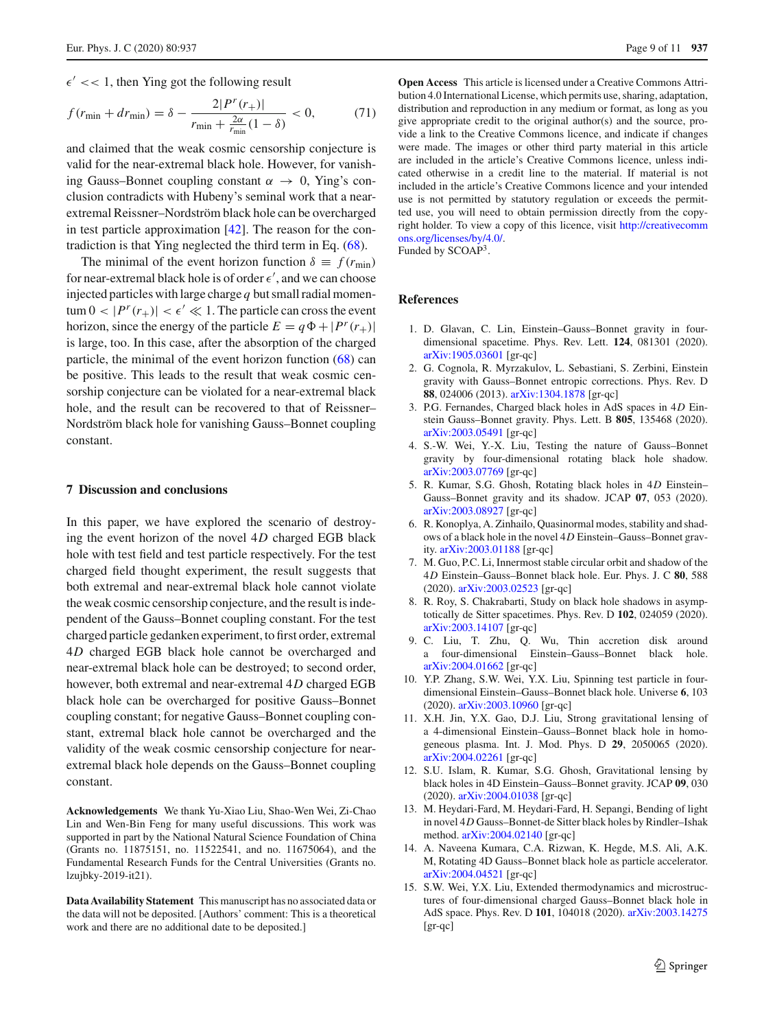$\epsilon' << 1$, then Ying got the following result

$$f(r_{\min} + dr_{\min}) = \delta - \frac{2|P^r(r_+)|}{r_{\min} + \frac{2\alpha}{r_{\min}}(1-\delta)} < 0, \tag{71}$$

and claimed that the weak cosmic censorship conjecture is valid for the near-extremal black hole. However, for vanishing Gauss–Bonnet coupling constant $\alpha \to 0$, Ying's conclusion contradicts with Hubeny's seminal work that a near-extremal Reissner–Nordström black hole can be overcharged in test particle approximation [42]. The reason for the contradiction is that Ying neglected the third term in Eq. (68).

The minimal of the event horizon function $\delta \equiv f(r_{\min})$ for near-extremal black hole is of order $\epsilon'$, and we can choose injected particles with large charge $q$ but small radial momentum $0 < |P^r(r_+)| < \epsilon' \ll 1$. The particle can cross the event horizon, since the energy of the particle $E = q\Phi + |P^r(r_+)|$ is large, too. In this case, after the absorption of the charged particle, the minimal of the event horizon function (68) can be positive. This leads to the result that weak cosmic censorship conjecture can be violated for a near-extremal black hole, and the result can be recovered to that of Reissner–Nordström black hole for vanishing Gauss–Bonnet coupling constant.

## 7 Discussion and conclusions

In this paper, we have explored the scenario of destroying the event horizon of the novel $4D$ charged EGB black hole with test field and test particle respectively. For the test charged field thought experiment, the result suggests that both extremal and near-extremal black hole cannot violate the weak cosmic censorship conjecture, and the result is independent of the Gauss–Bonnet coupling constant. For the test charged particle gedanken experiment, to first order, extremal $4D$ charged EGB black hole cannot be overcharged and near-extremal black hole can be destroyed; to second order, however, both extremal and near-extremal $4D$ charged EGB black hole can be overcharged for positive Gauss–Bonnet coupling constant; for negative Gauss–Bonnet coupling constant, extremal black hole cannot be overcharged and the validity of the weak cosmic censorship conjecture for near-extremal black hole depends on the Gauss–Bonnet coupling constant.

**Acknowledgements** We thank Yu-Xiao Liu, Shao-Wen Wei, Zi-Chao Lin and Wen-Bin Feng for many useful discussions. This work was supported in part by the National Natural Science Foundation of China (Grants no. 11875151, no. 11522541, and no. 11675064), and the Fundamental Research Funds for the Central Universities (Grants no. lzujbky-2019-it21).

**Data Availability Statement** This manuscript has no associated data or the data will not be deposited. [Authors' comment: This is a theoretical work and there are no additional date to be deposited.]

**Open Access** This article is licensed under a Creative Commons Attribution 4.0 International License, which permits use, sharing, adaptation, distribution and reproduction in any medium or format, as long as you give appropriate credit to the original author(s) and the source, provide a link to the Creative Commons licence, and indicate if changes were made. The images or other third party material in this article are included in the article's Creative Commons licence, unless indicated otherwise in a credit line to the material. If material is not included in the article's Creative Commons licence and your intended use is not permitted by statutory regulation or exceeds the permitted use, you will need to obtain permission directly from the copyright holder. To view a copy of this licence, visit http://creativecommons.org/licenses/by/4.0/.
Funded by SCOAP[3].

## References

1. D. Glavan, C. Lin, Einstein–Gauss–Bonnet gravity in four-dimensional spacetime. Phys. Rev. Lett. **124**, 081301 (2020). arXiv:1905.03601 [gr-qc]
2. G. Cognola, R. Myrzakulov, L. Sebastiani, S. Zerbini, Einstein gravity with Gauss–Bonnet entropic corrections. Phys. Rev. D **88**, 024006 (2013). arXiv:1304.1878 [gr-qc]
3. P.G. Fernandes, Charged black holes in AdS spaces in $4D$ Einstein Gauss–Bonnet gravity. Phys. Lett. B **805**, 135468 (2020). arXiv:2003.05491 [gr-qc]
4. S.-W. Wei, Y.-X. Liu, Testing the nature of Gauss–Bonnet gravity by four-dimensional rotating black hole shadow. arXiv:2003.07769 [gr-qc]
5. R. Kumar, S.G. Ghosh, Rotating black holes in $4D$ Einstein–Gauss–Bonnet gravity and its shadow. JCAP **07**, 053 (2020). arXiv:2003.08927 [gr-qc]
6. R. Konoplya, A. Zinhailo, Quasinormal modes, stability and shadows of a black hole in the novel $4D$ Einstein–Gauss–Bonnet gravity. arXiv:2003.01188 [gr-qc]
7. M. Guo, P.C. Li, Innermost stable circular orbit and shadow of the $4D$ Einstein–Gauss–Bonnet black hole. Eur. Phys. J. C **80**, 588 (2020). arXiv:2003.02523 [gr-qc]
8. R. Roy, S. Chakrabarti, Study on black hole shadows in asymptotically de Sitter spacetimes. Phys. Rev. D **102**, 024059 (2020). arXiv:2003.14107 [gr-qc]
9. C. Liu, T. Zhu, Q. Wu, Thin accretion disk around a four-dimensional Einstein–Gauss–Bonnet black hole. arXiv:2004.01662 [gr-qc]
10. Y.P. Zhang, S.W. Wei, Y.X. Liu, Spinning test particle in four-dimensional Einstein–Gauss–Bonnet black hole. Universe **6**, 103 (2020). arXiv:2003.10960 [gr-qc]
11. X.H. Jin, Y.X. Gao, D.J. Liu, Strong gravitational lensing of a 4-dimensional Einstein–Gauss–Bonnet black hole in homogeneous plasma. Int. J. Mod. Phys. D **29**, 2050065 (2020). arXiv:2004.02261 [gr-qc]
12. S.U. Islam, R. Kumar, S.G. Ghosh, Gravitational lensing by black holes in 4D Einstein–Gauss–Bonnet gravity. JCAP **09**, 030 (2020). arXiv:2004.01038 [gr-qc]
13. M. Heydari-Fard, M. Heydari-Fard, H. Sepangi, Bending of light in novel $4D$ Gauss–Bonnet-de Sitter black holes by Rindler–Ishak method. arXiv:2004.02140 [gr-qc]
14. A. Naveena Kumara, C.A. Rizwan, K. Hegde, M.S. Ali, A.K. M, Rotating 4D Gauss–Bonnet black hole as particle accelerator. arXiv:2004.04521 [gr-qc]
15. S.W. Wei, Y.X. Liu, Extended thermodynamics and microstructures of four-dimensional charged Gauss–Bonnet black hole in AdS space. Phys. Rev. D **101**, 104018 (2020). arXiv:2003.14275 [gr-qc]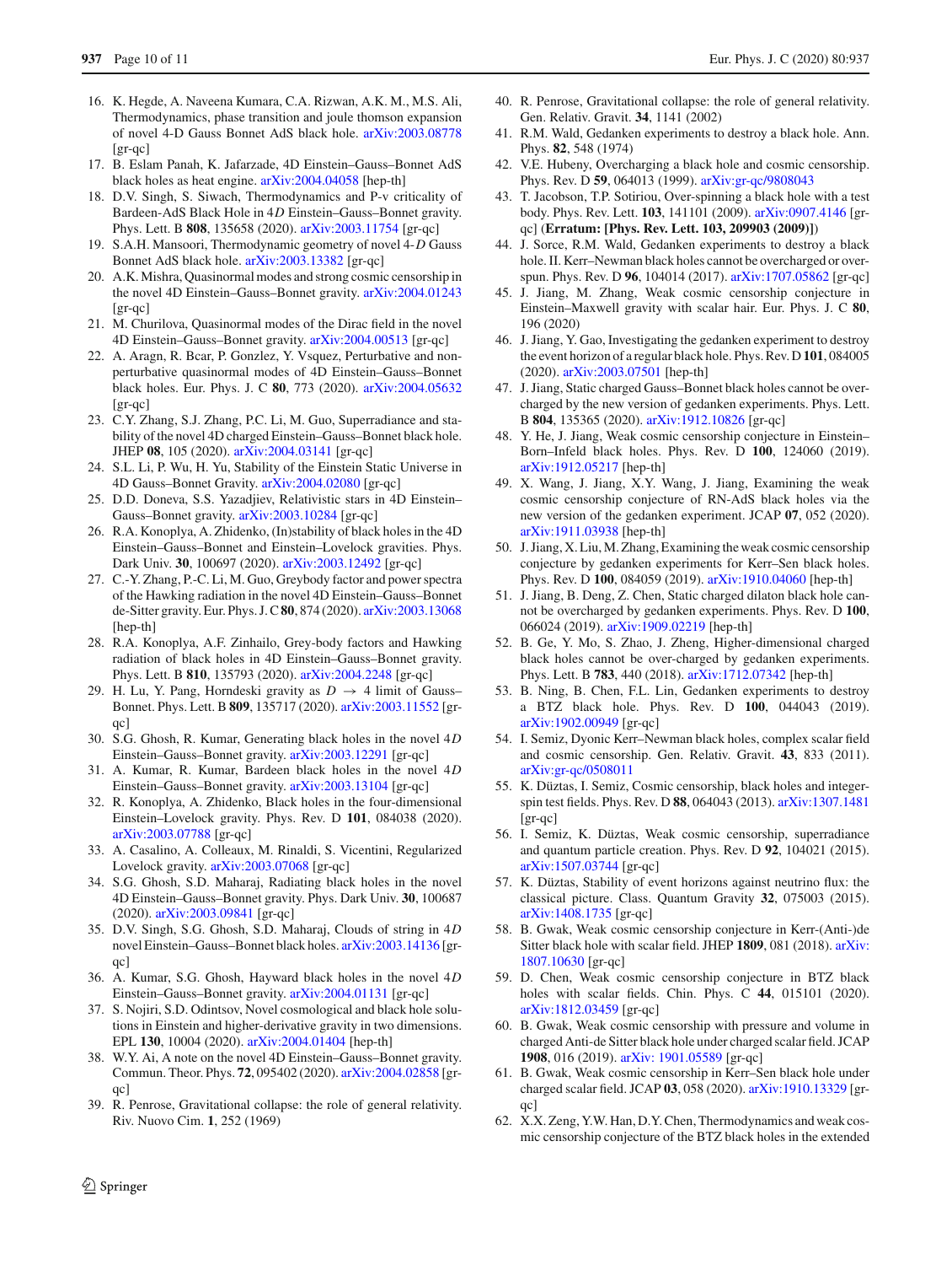16. K. Hegde, A. Naveena Kumara, C.A. Rizwan, A.K. M., M.S. Ali, Thermodynamics, phase transition and joule thomson expansion of novel 4-D Gauss Bonnet AdS black hole. arXiv:2003.08778 [gr-qc]
17. B. Eslam Panah, K. Jafarzade, 4D Einstein–Gauss–Bonnet AdS black holes as heat engine. arXiv:2004.04058 [hep-th]
18. D.V. Singh, S. Siwach, Thermodynamics and P-v criticality of Bardeen-AdS Black Hole in 4$D$ Einstein–Gauss–Bonnet gravity. Phys. Lett. B **808**, 135658 (2020). arXiv:2003.11754 [gr-qc]
19. S.A.H. Mansoori, Thermodynamic geometry of novel 4-$D$ Gauss Bonnet AdS black hole. arXiv:2003.13382 [gr-qc]
20. A.K. Mishra, Quasinormal modes and strong cosmic censorship in the novel 4D Einstein–Gauss–Bonnet gravity. arXiv:2004.01243 [gr-qc]
21. M. Churilova, Quasinormal modes of the Dirac field in the novel 4D Einstein–Gauss–Bonnet gravity. arXiv:2004.00513 [gr-qc]
22. A. Aragn, R. Bcar, P. Gonzlez, Y. Vsquez, Perturbative and nonperturbative quasinormal modes of 4D Einstein–Gauss–Bonnet black holes. Eur. Phys. J. C **80**, 773 (2020). arXiv:2004.05632 [gr-qc]
23. C.Y. Zhang, S.J. Zhang, P.C. Li, M. Guo, Superradiance and stability of the novel 4D charged Einstein–Gauss–Bonnet black hole. JHEP **08**, 105 (2020). arXiv:2004.03141 [gr-qc]
24. S.L. Li, P. Wu, H. Yu, Stability of the Einstein Static Universe in 4D Gauss–Bonnet Gravity. arXiv:2004.02080 [gr-qc]
25. D.D. Doneva, S.S. Yazadjiev, Relativistic stars in 4D Einstein–Gauss–Bonnet gravity. arXiv:2003.10284 [gr-qc]
26. R.A. Konoplya, A. Zhidenko, (In)stability of black holes in the 4D Einstein–Gauss–Bonnet and Einstein–Lovelock gravities. Phys. Dark Univ. **30**, 100697 (2020). arXiv:2003.12492 [gr-qc]
27. C.-Y. Zhang, P.-C. Li, M. Guo, Greybody factor and power spectra of the Hawking radiation in the novel 4D Einstein–Gauss–Bonnet de-Sitter gravity. Eur. Phys. J. C **80**, 874 (2020). arXiv:2003.13068 [hep-th]
28. R.A. Konoplya, A.F. Zinhailo, Grey-body factors and Hawking radiation of black holes in 4D Einstein–Gauss–Bonnet gravity. Phys. Lett. B **810**, 135793 (2020). arXiv:2004.2248 [gr-qc]
29. H. Lu, Y. Pang, Horndeski gravity as $D \to 4$ limit of Gauss–Bonnet. Phys. Lett. B **809**, 135717 (2020). arXiv:2003.11552 [gr-qc]
30. S.G. Ghosh, R. Kumar, Generating black holes in the novel 4$D$ Einstein–Gauss–Bonnet gravity. arXiv:2003.12291 [gr-qc]
31. A. Kumar, R. Kumar, Bardeen black holes in the novel 4$D$ Einstein–Gauss–Bonnet gravity. arXiv:2003.13104 [gr-qc]
32. R. Konoplya, A. Zhidenko, Black holes in the four-dimensional Einstein–Lovelock gravity. Phys. Rev. D **101**, 084038 (2020). arXiv:2003.07788 [gr-qc]
33. A. Casalino, A. Colleaux, M. Rinaldi, S. Vicentini, Regularized Lovelock gravity. arXiv:2003.07068 [gr-qc]
34. S.G. Ghosh, S.D. Maharaj, Radiating black holes in the novel 4D Einstein–Gauss–Bonnet gravity. Phys. Dark Univ. **30**, 100687 (2020). arXiv:2003.09841 [gr-qc]
35. D.V. Singh, S.G. Ghosh, S.D. Maharaj, Clouds of string in 4$D$ novel Einstein–Gauss–Bonnet black holes. arXiv:2003.14136 [gr-qc]
36. A. Kumar, S.G. Ghosh, Hayward black holes in the novel 4$D$ Einstein–Gauss–Bonnet gravity. arXiv:2004.01131 [gr-qc]
37. S. Nojiri, S.D. Odintsov, Novel cosmological and black hole solutions in Einstein and higher-derivative gravity in two dimensions. EPL **130**, 10004 (2020). arXiv:2004.01404 [hep-th]
38. W.Y. Ai, A note on the novel 4D Einstein–Gauss–Bonnet gravity. Commun. Theor. Phys. **72**, 095402 (2020). arXiv:2004.02858 [gr-qc]
39. R. Penrose, Gravitational collapse: the role of general relativity. Riv. Nuovo Cim. **1**, 252 (1969)
40. R. Penrose, Gravitational collapse: the role of general relativity. Gen. Relativ. Gravit. **34**, 1141 (2002)
41. R.M. Wald, Gedanken experiments to destroy a black hole. Ann. Phys. **82**, 548 (1974)
42. V.E. Hubeny, Overcharging a black hole and cosmic censorship. Phys. Rev. D **59**, 064013 (1999). arXiv:gr-qc/9808043
43. T. Jacobson, T.P. Sotiriou, Over-spinning a black hole with a test body. Phys. Rev. Lett. **103**, 141101 (2009). arXiv:0907.4146 [gr-qc] (**Erratum: [Phys. Rev. Lett. 103, 209903 (2009)]**)
44. J. Sorce, R.M. Wald, Gedanken experiments to destroy a black hole. II. Kerr–Newman black holes cannot be overcharged or overspun. Phys. Rev. D **96**, 104014 (2017). arXiv:1707.05862 [gr-qc]
45. J. Jiang, M. Zhang, Weak cosmic censorship conjecture in Einstein–Maxwell gravity with scalar hair. Eur. Phys. J. C **80**, 196 (2020)
46. J. Jiang, Y. Gao, Investigating the gedanken experiment to destroy the event horizon of a regular black hole. Phys. Rev. D **101**, 084005 (2020). arXiv:2003.07501 [hep-th]
47. J. Jiang, Static charged Gauss–Bonnet black holes cannot be overcharged by the new version of gedanken experiments. Phys. Lett. B **804**, 135365 (2020). arXiv:1912.10826 [gr-qc]
48. Y. He, J. Jiang, Weak cosmic censorship conjecture in Einstein–Born–Infeld black holes. Phys. Rev. D **100**, 124060 (2019). arXiv:1912.05217 [hep-th]
49. X. Wang, J. Jiang, X.Y. Wang, J. Jiang, Examining the weak cosmic censorship conjecture of RN-AdS black holes via the new version of the gedanken experiment. JCAP **07**, 052 (2020). arXiv:1911.03938 [hep-th]
50. J. Jiang, X. Liu, M. Zhang, Examining the weak cosmic censorship conjecture by gedanken experiments for Kerr–Sen black holes. Phys. Rev. D **100**, 084059 (2019). arXiv:1910.04060 [hep-th]
51. J. Jiang, B. Deng, Z. Chen, Static charged dilaton black hole cannot be overcharged by gedanken experiments. Phys. Rev. D **100**, 066024 (2019). arXiv:1909.02219 [hep-th]
52. B. Ge, Y. Mo, S. Zhao, J. Zheng, Higher-dimensional charged black holes cannot be over-charged by gedanken experiments. Phys. Lett. B **783**, 440 (2018). arXiv:1712.07342 [hep-th]
53. B. Ning, B. Chen, F.L. Lin, Gedanken experiments to destroy a BTZ black hole. Phys. Rev. D **100**, 044043 (2019). arXiv:1902.00949 [gr-qc]
54. I. Semiz, Dyonic Kerr–Newman black holes, complex scalar field and cosmic censorship. Gen. Relativ. Gravit. **43**, 833 (2011). arXiv:gr-qc/0508011
55. K. Düztas, I. Semiz, Cosmic censorship, black holes and integer-spin test fields. Phys. Rev. D **88**, 064043 (2013). arXiv:1307.1481 [gr-qc]
56. I. Semiz, K. Düztas, Weak cosmic censorship, superradiance and quantum particle creation. Phys. Rev. D **92**, 104021 (2015). arXiv:1507.03744 [gr-qc]
57. K. Düztas, Stability of event horizons against neutrino flux: the classical picture. Class. Quantum Gravity **32**, 075003 (2015). arXiv:1408.1735 [gr-qc]
58. B. Gwak, Weak cosmic censorship conjecture in Kerr-(Anti-)de Sitter black hole with scalar field. JHEP **1809**, 081 (2018). arXiv:1807.10630 [gr-qc]
59. D. Chen, Weak cosmic censorship conjecture in BTZ black holes with scalar fields. Chin. Phys. C **44**, 015101 (2020). arXiv:1812.03459 [gr-qc]
60. B. Gwak, Weak cosmic censorship with pressure and volume in charged Anti-de Sitter black hole under charged scalar field. JCAP **1908**, 016 (2019). arXiv: 1901.05589 [gr-qc]
61. B. Gwak, Weak cosmic censorship in Kerr–Sen black hole under charged scalar field. JCAP **03**, 058 (2020). arXiv:1910.13329 [gr-qc]
62. X.X. Zeng, Y.W. Han, D.Y. Chen, Thermodynamics and weak cosmic censorship conjecture of the BTZ black holes in the extended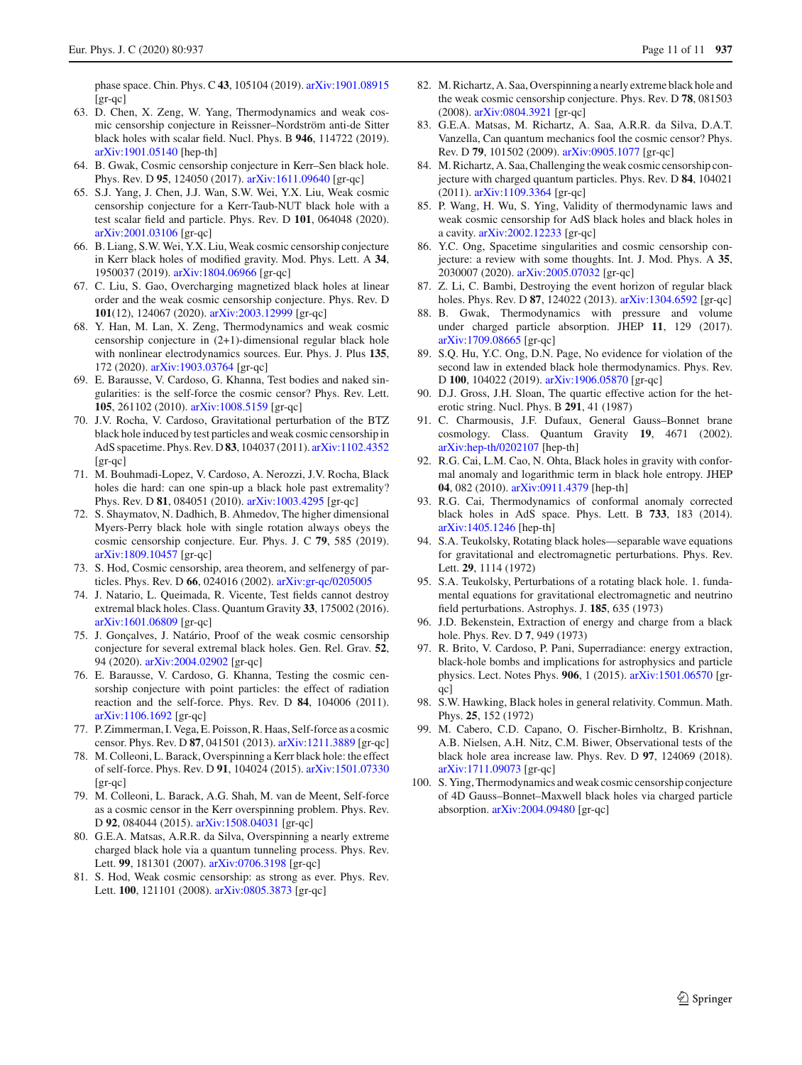phase space. Chin. Phys. C **43**, 105104 (2019). arXiv:1901.08915 [gr-qc]

63. D. Chen, X. Zeng, W. Yang, Thermodynamics and weak cosmic censorship conjecture in Reissner–Nordström anti-de Sitter black holes with scalar field. Nucl. Phys. B **946**, 114722 (2019). arXiv:1901.05140 [hep-th]
64. B. Gwak, Cosmic censorship conjecture in Kerr–Sen black hole. Phys. Rev. D **95**, 124050 (2017). arXiv:1611.09640 [gr-qc]
65. S.J. Yang, J. Chen, J.J. Wan, S.W. Wei, Y.X. Liu, Weak cosmic censorship conjecture for a Kerr-Taub-NUT black hole with a test scalar field and particle. Phys. Rev. D **101**, 064048 (2020). arXiv:2001.03106 [gr-qc]
66. B. Liang, S.W. Wei, Y.X. Liu, Weak cosmic censorship conjecture in Kerr black holes of modified gravity. Mod. Phys. Lett. A **34**, 1950037 (2019). arXiv:1804.06966 [gr-qc]
67. C. Liu, S. Gao, Overcharging magnetized black holes at linear order and the weak cosmic censorship conjecture. Phys. Rev. D **101**(12), 124067 (2020). arXiv:2003.12999 [gr-qc]
68. Y. Han, M. Lan, X. Zeng, Thermodynamics and weak cosmic censorship conjecture in (2+1)-dimensional regular black hole with nonlinear electrodynamics sources. Eur. Phys. J. Plus **135**, 172 (2020). arXiv:1903.03764 [gr-qc]
69. E. Barausse, V. Cardoso, G. Khanna, Test bodies and naked singularities: is the self-force the cosmic censor? Phys. Rev. Lett. **105**, 261102 (2010). arXiv:1008.5159 [gr-qc]
70. J.V. Rocha, V. Cardoso, Gravitational perturbation of the BTZ black hole induced by test particles and weak cosmic censorship in AdS spacetime. Phys. Rev. D **83**, 104037 (2011). arXiv:1102.4352 [gr-qc]
71. M. Bouhmadi-Lopez, V. Cardoso, A. Nerozzi, J.V. Rocha, Black holes die hard: can one spin-up a black hole past extremality? Phys. Rev. D **81**, 084051 (2010). arXiv:1003.4295 [gr-qc]
72. S. Shaymatov, N. Dadhich, B. Ahmedov, The higher dimensional Myers-Perry black hole with single rotation always obeys the cosmic censorship conjecture. Eur. Phys. J. C **79**, 585 (2019). arXiv:1809.10457 [gr-qc]
73. S. Hod, Cosmic censorship, area theorem, and selfenergy of particles. Phys. Rev. D **66**, 024016 (2002). arXiv:gr-qc/0205005
74. J. Natario, L. Queimada, R. Vicente, Test fields cannot destroy extremal black holes. Class. Quantum Gravity **33**, 175002 (2016). arXiv:1601.06809 [gr-qc]
75. J. Gonçalves, J. Natário, Proof of the weak cosmic censorship conjecture for several extremal black holes. Gen. Rel. Grav. **52**, 94 (2020). arXiv:2004.02902 [gr-qc]
76. E. Barausse, V. Cardoso, G. Khanna, Testing the cosmic censorship conjecture with point particles: the effect of radiation reaction and the self-force. Phys. Rev. D **84**, 104006 (2011). arXiv:1106.1692 [gr-qc]
77. P. Zimmerman, I. Vega, E. Poisson, R. Haas, Self-force as a cosmic censor. Phys. Rev. D **87**, 041501 (2013). arXiv:1211.3889 [gr-qc]
78. M. Colleoni, L. Barack, Overspinning a Kerr black hole: the effect of self-force. Phys. Rev. D **91**, 104024 (2015). arXiv:1501.07330 [gr-qc]
79. M. Colleoni, L. Barack, A.G. Shah, M. van de Meent, Self-force as a cosmic censor in the Kerr overspinning problem. Phys. Rev. D **92**, 084044 (2015). arXiv:1508.04031 [gr-qc]
80. G.E.A. Matsas, A.R.R. da Silva, Overspinning a nearly extreme charged black hole via a quantum tunneling process. Phys. Rev. Lett. **99**, 181301 (2007). arXiv:0706.3198 [gr-qc]
81. S. Hod, Weak cosmic censorship: as strong as ever. Phys. Rev. Lett. **100**, 121101 (2008). arXiv:0805.3873 [gr-qc]
82. M. Richartz, A. Saa, Overspinning a nearly extreme black hole and the weak cosmic censorship conjecture. Phys. Rev. D **78**, 081503 (2008). arXiv:0804.3921 [gr-qc]
83. G.E.A. Matsas, M. Richartz, A. Saa, A.R.R. da Silva, D.A.T. Vanzella, Can quantum mechanics fool the cosmic censor? Phys. Rev. D **79**, 101502 (2009). arXiv:0905.1077 [gr-qc]
84. M. Richartz, A. Saa, Challenging the weak cosmic censorship conjecture with charged quantum particles. Phys. Rev. D **84**, 104021 (2011). arXiv:1109.3364 [gr-qc]
85. P. Wang, H. Wu, S. Ying, Validity of thermodynamic laws and weak cosmic censorship for AdS black holes and black holes in a cavity. arXiv:2002.12233 [gr-qc]
86. Y.C. Ong, Spacetime singularities and cosmic censorship conjecture: a review with some thoughts. Int. J. Mod. Phys. A **35**, 2030007 (2020). arXiv:2005.07032 [gr-qc]
87. Z. Li, C. Bambi, Destroying the event horizon of regular black holes. Phys. Rev. D **87**, 124022 (2013). arXiv:1304.6592 [gr-qc]
88. B. Gwak, Thermodynamics with pressure and volume under charged particle absorption. JHEP **11**, 129 (2017). arXiv:1709.08665 [gr-qc]
89. S.Q. Hu, Y.C. Ong, D.N. Page, No evidence for violation of the second law in extended black hole thermodynamics. Phys. Rev. D **100**, 104022 (2019). arXiv:1906.05870 [gr-qc]
90. D.J. Gross, J.H. Sloan, The quartic effective action for the heterotic string. Nucl. Phys. B **291**, 41 (1987)
91. C. Charmousis, J.F. Dufaux, General Gauss–Bonnet brane cosmology. Class. Quantum Gravity **19**, 4671 (2002). arXiv:hep-th/0202107 [hep-th]
92. R.G. Cai, L.M. Cao, N. Ohta, Black holes in gravity with conformal anomaly and logarithmic term in black hole entropy. JHEP **04**, 082 (2010). arXiv:0911.4379 [hep-th]
93. R.G. Cai, Thermodynamics of conformal anomaly corrected black holes in AdS space. Phys. Lett. B **733**, 183 (2014). arXiv:1405.1246 [hep-th]
94. S.A. Teukolsky, Rotating black holes—separable wave equations for gravitational and electromagnetic perturbations. Phys. Rev. Lett. **29**, 1114 (1972)
95. S.A. Teukolsky, Perturbations of a rotating black hole. 1. fundamental equations for gravitational electromagnetic and neutrino field perturbations. Astrophys. J. **185**, 635 (1973)
96. J.D. Bekenstein, Extraction of energy and charge from a black hole. Phys. Rev. D **7**, 949 (1973)
97. R. Brito, V. Cardoso, P. Pani, Superradiance: energy extraction, black-hole bombs and implications for astrophysics and particle physics. Lect. Notes Phys. **906**, 1 (2015). arXiv:1501.06570 [gr-qc]
98. S.W. Hawking, Black holes in general relativity. Commun. Math. Phys. **25**, 152 (1972)
99. M. Cabero, C.D. Capano, O. Fischer-Birnholtz, B. Krishnan, A.B. Nielsen, A.H. Nitz, C.M. Biwer, Observational tests of the black hole area increase law. Phys. Rev. D **97**, 124069 (2018). arXiv:1711.09073 [gr-qc]
100. S. Ying, Thermodynamics and weak cosmic censorship conjecture of 4D Gauss–Bonnet–Maxwell black holes via charged particle absorption. arXiv:2004.09480 [gr-qc]